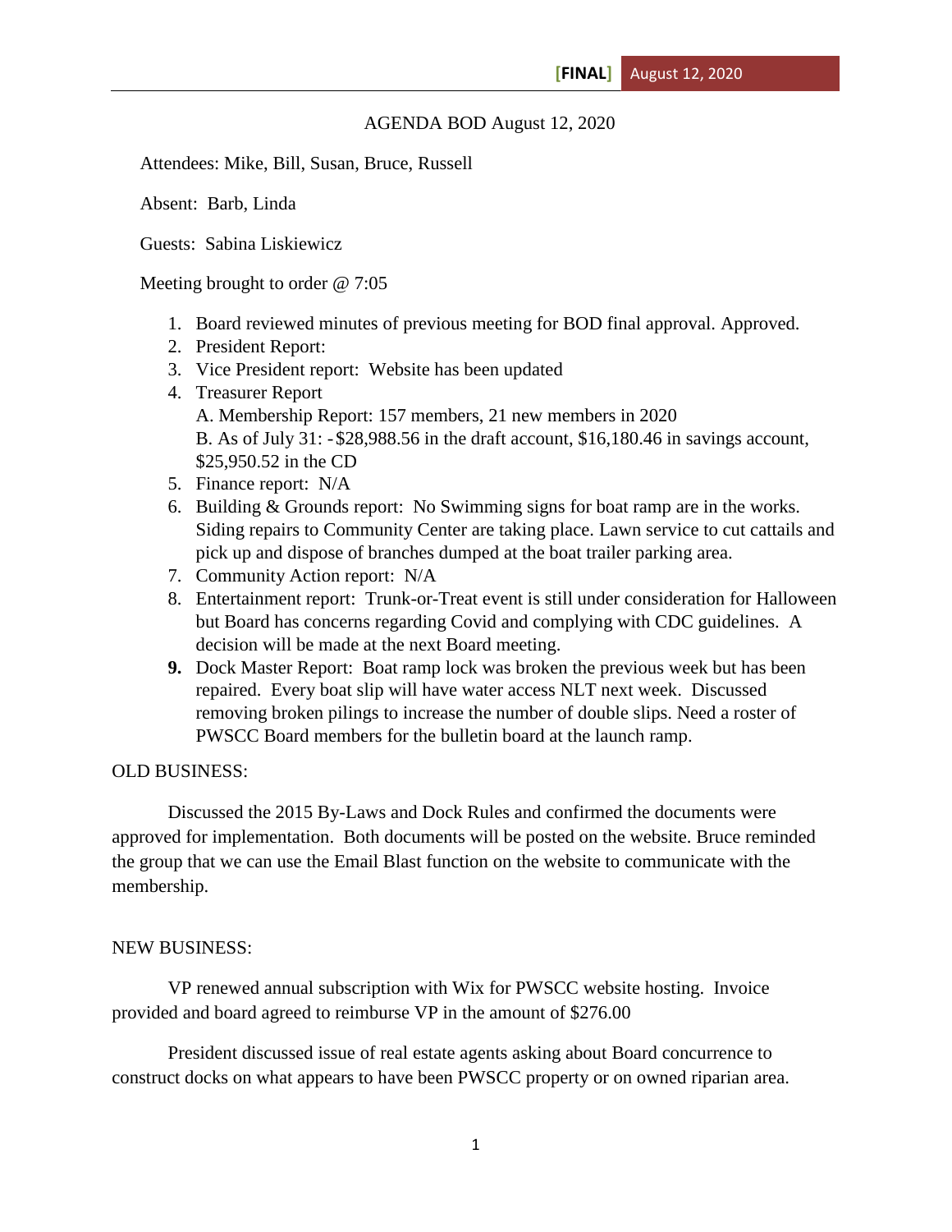**[FINAL]** August 12, 2020

AGENDA BOD August 12, 2020

Attendees: Mike, Bill, Susan, Bruce, Russell

Absent: Barb, Linda

Guests: Sabina Liskiewicz

Meeting brought to order @ 7:05

1. Board reviewed minutes of previous meeting for BOD final approval. Approved.
2. President Report:
3. Vice President report: Website has been updated
4. Treasurer Report
   A. Membership Report: 157 members, 21 new members in 2020
   B. As of July 31: -$28,988.56 in the draft account, $16,180.46 in savings account, $25,950.52 in the CD
5. Finance report: N/A
6. Building & Grounds report: No Swimming signs for boat ramp are in the works. Siding repairs to Community Center are taking place. Lawn service to cut cattails and pick up and dispose of branches dumped at the boat trailer parking area.
7. Community Action report: N/A
8. Entertainment report: Trunk-or-Treat event is still under consideration for Halloween but Board has concerns regarding Covid and complying with CDC guidelines. A decision will be made at the next Board meeting.
9. Dock Master Report: Boat ramp lock was broken the previous week but has been repaired. Every boat slip will have water access NLT next week. Discussed removing broken pilings to increase the number of double slips. Need a roster of PWSCC Board members for the bulletin board at the launch ramp.

OLD BUSINESS:

Discussed the 2015 By-Laws and Dock Rules and confirmed the documents were approved for implementation. Both documents will be posted on the website. Bruce reminded the group that we can use the Email Blast function on the website to communicate with the membership.

NEW BUSINESS:

VP renewed annual subscription with Wix for PWSCC website hosting. Invoice provided and board agreed to reimburse VP in the amount of $276.00

President discussed issue of real estate agents asking about Board concurrence to construct docks on what appears to have been PWSCC property or on owned riparian area.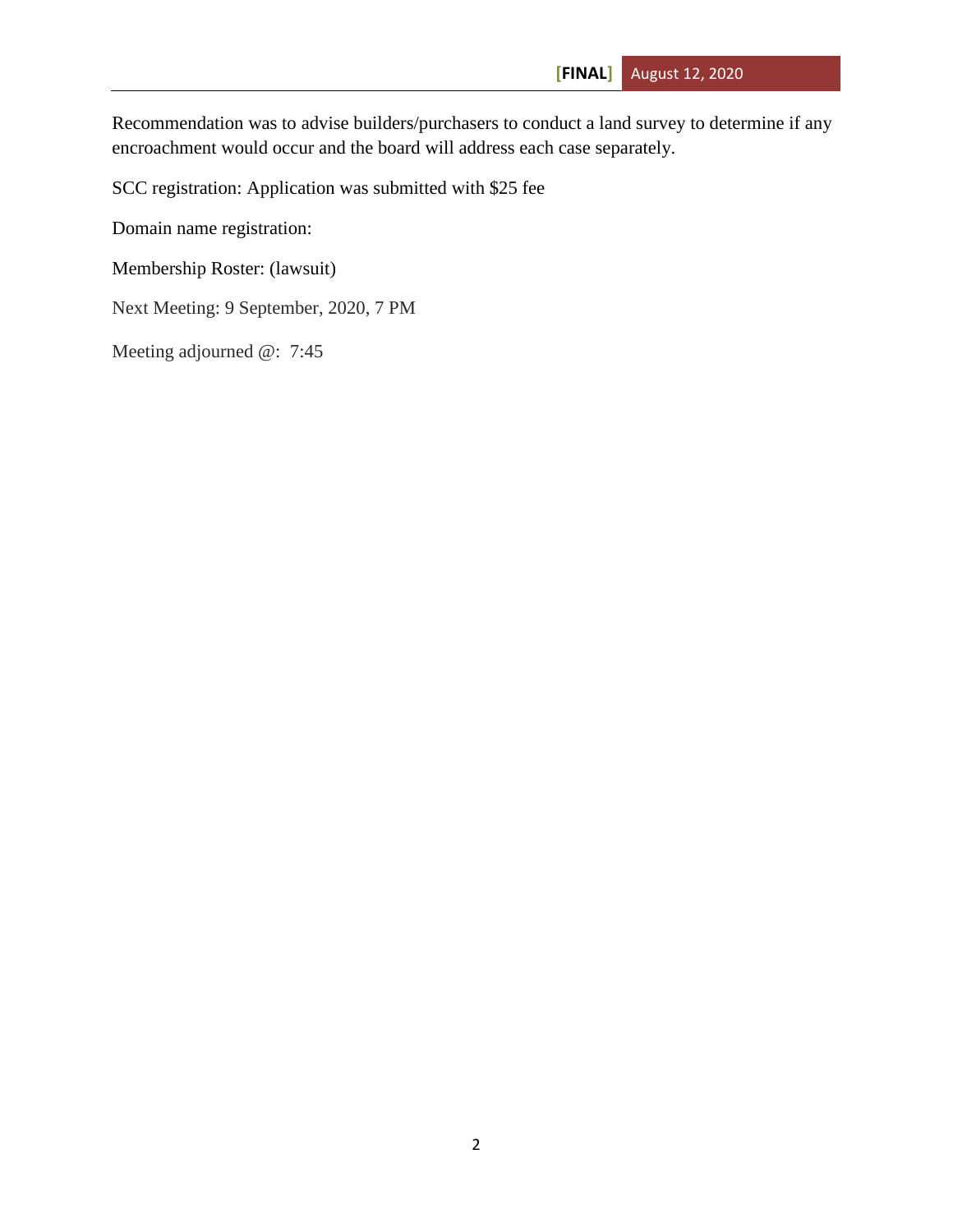Recommendation was to advise builders/purchasers to conduct a land survey to determine if any encroachment would occur and the board will address each case separately.

SCC registration: Application was submitted with $25 fee

Domain name registration:

Membership Roster: (lawsuit)

Next Meeting: 9 September, 2020, 7 PM

Meeting adjourned @: 7:45